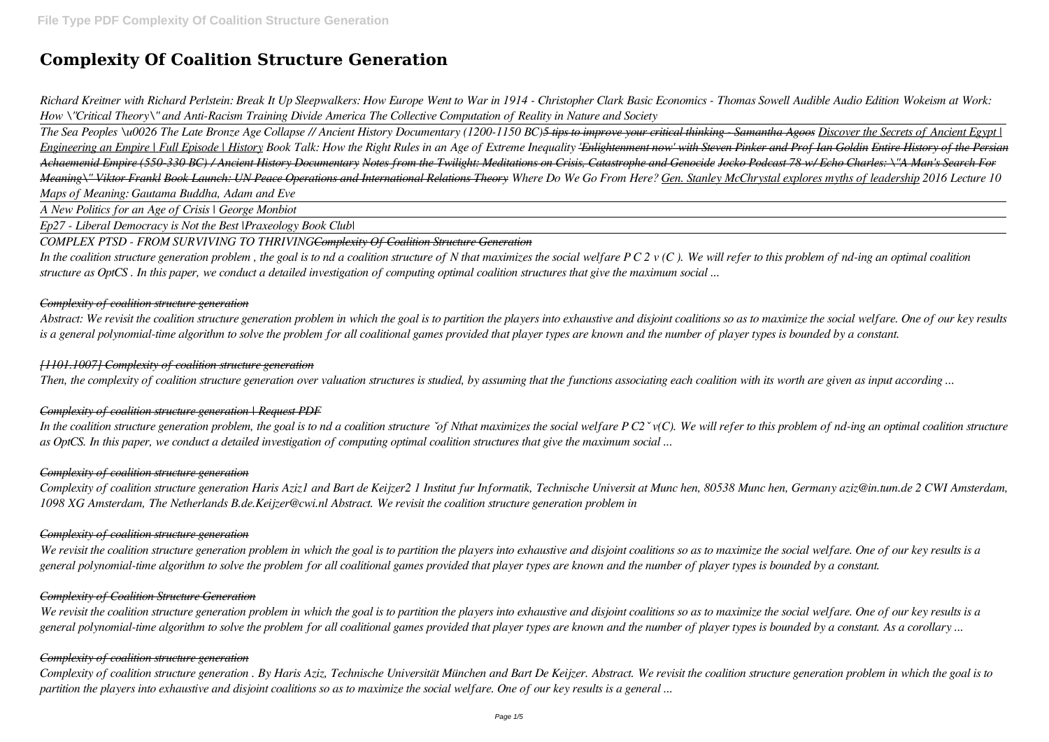# Complexity Of Coalition Structure Generation

*Richard Kreitner with Richard Perlstein: Break It Up Sleepwalkers: How Europe Went to War in 1914 - Christopher Clark Basic Economics - Thomas Sowell Audible Audio Edition Wokeism at Work: How \"Critical Theory\" and Anti-Racism Training Divide America The Collective Computation of Reality in Nature and Society*

*The Sea Peoples \u0026 The Late Bronze Age Collapse // Ancient History Documentary (1200-1150 BC)~~5 tips to improve your critical thinking - Samantha Agoos~~ Discover the Secrets of Ancient Egypt | Engineering an Empire | Full Episode | History Book Talk: How the Right Rules in an Age of Extreme Inequality ~~'Enlightenment now' with Steven Pinker and Prof Ian Goldin~~ Entire History of the Persian Achaemenid Empire (550-330 BC) / Ancient History Documentary Notes from the Twilight: Meditations on Crisis, Catastrophe and Genocide ~~Jocko Podcast 78 w/ Echo Charles: \"A Man's Search For Meaning\" Viktor Frankl~~ Book Launch: UN Peace Operations and International Relations Theory Where Do We Go From Here? Gen. Stanley McChrystal explores myths of leadership 2016 Lecture 10 Maps of Meaning: Gautama Buddha, Adam and Eve*

*A New Politics for an Age of Crisis | George Monbiot*

*Ep27 - Liberal Democracy is Not the Best |Praxeology Book Club|*

*COMPLEX PTSD - FROM SURVIVING TO THRIVING~~Complexity Of Coalition Structure Generation~~*

*In the coalition structure generation problem , the goal is to nd a coalition structure of N that maximizes the social welfare P C 2 v (C ). We will refer to this problem of nd-ing an optimal coalition structure as OptCS . In this paper, we conduct a detailed investigation of computing optimal coalition structures that give the maximum social ...*

### *Complexity of coalition structure generation*

*Abstract: We revisit the coalition structure generation problem in which the goal is to partition the players into exhaustive and disjoint coalitions so as to maximize the social welfare. One of our key results is a general polynomial-time algorithm to solve the problem for all coalitional games provided that player types are known and the number of player types is bounded by a constant.*

### *[1101.1007] Complexity of coalition structure generation*

*Then, the complexity of coalition structure generation over valuation structures is studied, by assuming that the functions associating each coalition with its worth are given as input according ...*

### *Complexity of coalition structure generation | Request PDF*

*In the coalition structure generation problem, the goal is to nd a coalition structure ˇof Nthat maximizes the social welfare P C2ˇ v(C). We will refer to this problem of nd-ing an optimal coalition structure as OptCS. In this paper, we conduct a detailed investigation of computing optimal coalition structures that give the maximum social ...*

### *Complexity of coalition structure generation*

*Complexity of coalition structure generation Haris Aziz1 and Bart de Keijzer2 1 Institut fur Informatik, Technische Universit at Munc hen, 80538 Munc hen, Germany aziz@in.tum.de 2 CWI Amsterdam, 1098 XG Amsterdam, The Netherlands B.de.Keijzer@cwi.nl Abstract. We revisit the coalition structure generation problem in*

### *Complexity of coalition structure generation*

*We revisit the coalition structure generation problem in which the goal is to partition the players into exhaustive and disjoint coalitions so as to maximize the social welfare. One of our key results is a general polynomial-time algorithm to solve the problem for all coalitional games provided that player types are known and the number of player types is bounded by a constant.*

### *Complexity of Coalition Structure Generation*

*We revisit the coalition structure generation problem in which the goal is to partition the players into exhaustive and disjoint coalitions so as to maximize the social welfare. One of our key results is a general polynomial-time algorithm to solve the problem for all coalitional games provided that player types are known and the number of player types is bounded by a constant. As a corollary ...*

### *Complexity of coalition structure generation*

*Complexity of coalition structure generation . By Haris Aziz, Technische Universität München and Bart De Keijzer. Abstract. We revisit the coalition structure generation problem in which the goal is to partition the players into exhaustive and disjoint coalitions so as to maximize the social welfare. One of our key results is a general ...*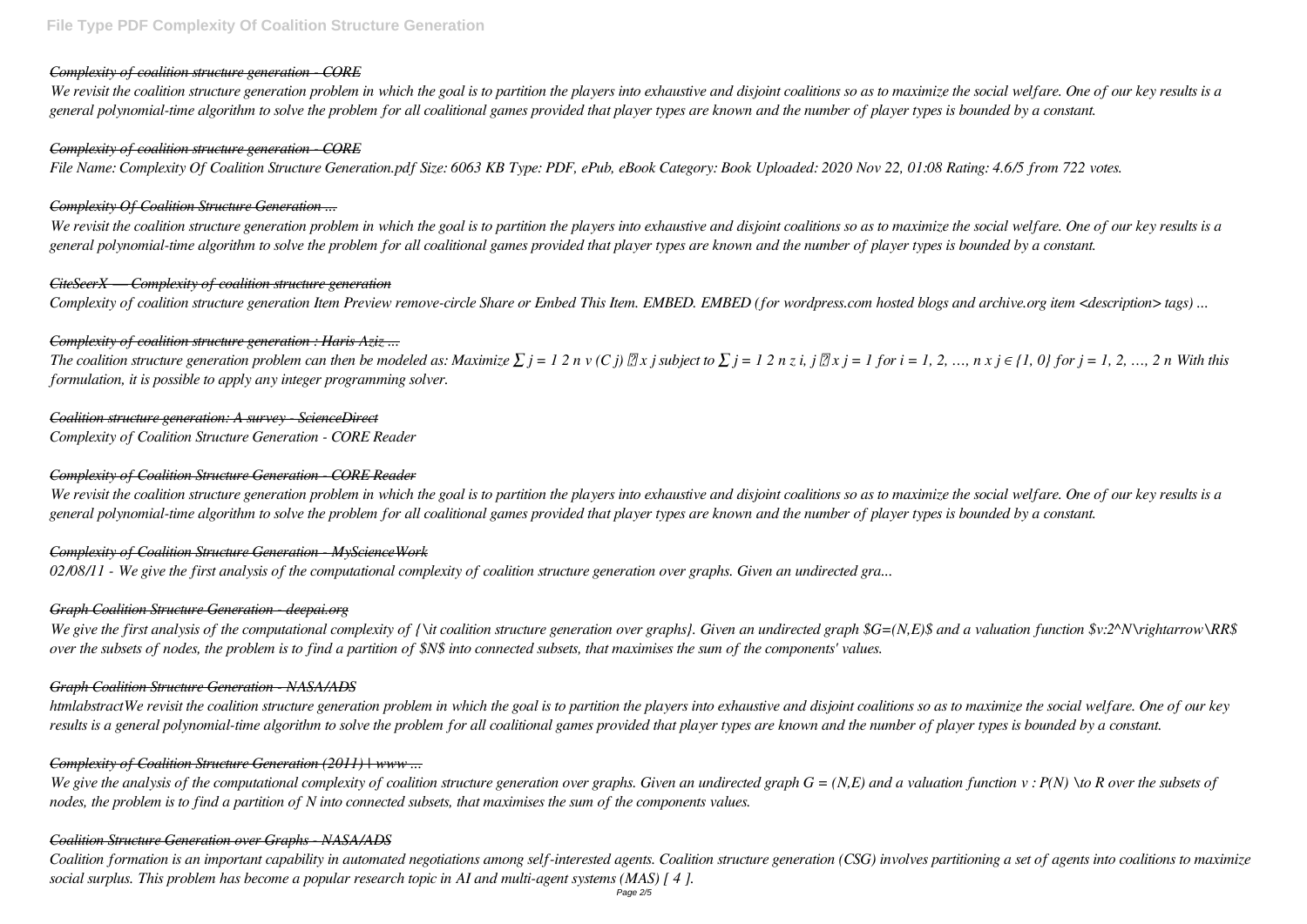## *Complexity of coalition structure generation - CORE*

*We revisit the coalition structure generation problem in which the goal is to partition the players into exhaustive and disjoint coalitions so as to maximize the social welfare. One of our key results is a general polynomial-time algorithm to solve the problem for all coalitional games provided that player types are known and the number of player types is bounded by a constant.*

## *Complexity of coalition structure generation - CORE*

*File Name: Complexity Of Coalition Structure Generation.pdf Size: 6063 KB Type: PDF, ePub, eBook Category: Book Uploaded: 2020 Nov 22, 01:08 Rating: 4.6/5 from 722 votes.*

## *Complexity Of Coalition Structure Generation ...*

*We revisit the coalition structure generation problem in which the goal is to partition the players into exhaustive and disjoint coalitions so as to maximize the social welfare. One of our key results is a general polynomial-time algorithm to solve the problem for all coalitional games provided that player types are known and the number of player types is bounded by a constant.*

## *CiteSeerX — Complexity of coalition structure generation*

*Complexity of coalition structure generation Item Preview remove-circle Share or Embed This Item. EMBED. EMBED (for wordpress.com hosted blogs and archive.org item <description> tags) ...*

## *Complexity of coalition structure generation : Haris Aziz ...*

*The coalition structure generation problem can then be modeled as: Maximize $\sum j = 1\ 2\ n\ v\ (C\ j)$ ⋅ $x\ j$ subject to $\sum j = 1\ 2\ n\ z\ i,\ j$ ⋅ $x\ j = 1$ for $i = 1, 2, \ldots, n$ $x\ j \in \{1, 0\}$ for $j = 1, 2, \ldots, 2\ n$ With this formulation, it is possible to apply any integer programming solver.*

## *Coalition structure generation: A survey - ScienceDirect*

*Complexity of Coalition Structure Generation - CORE Reader*

## *Complexity of Coalition Structure Generation - CORE Reader*

*We revisit the coalition structure generation problem in which the goal is to partition the players into exhaustive and disjoint coalitions so as to maximize the social welfare. One of our key results is a general polynomial-time algorithm to solve the problem for all coalitional games provided that player types are known and the number of player types is bounded by a constant.*

## *Complexity of Coalition Structure Generation - MyScienceWork*

*02/08/11 - We give the first analysis of the computational complexity of coalition structure generation over graphs. Given an undirected gra...*

## *Graph Coalition Structure Generation - deepai.org*

*We give the first analysis of the computational complexity of {\it coalition structure generation over graphs}. Given an undirected graph $G=(N,E)$ and a valuation function $v:2^N\rightarrow\RR$ over the subsets of nodes, the problem is to find a partition of $N$ into connected subsets, that maximises the sum of the components' values.*

## *Graph Coalition Structure Generation - NASA/ADS*

*htmlabstractWe revisit the coalition structure generation problem in which the goal is to partition the players into exhaustive and disjoint coalitions so as to maximize the social welfare. One of our key results is a general polynomial-time algorithm to solve the problem for all coalitional games provided that player types are known and the number of player types is bounded by a constant.*

## *Complexity of Coalition Structure Generation (2011) | www ...*

*We give the analysis of the computational complexity of coalition structure generation over graphs. Given an undirected graph G = (N,E) and a valuation function v : P(N) \to R over the subsets of nodes, the problem is to find a partition of N into connected subsets, that maximises the sum of the components values.*

## *Coalition Structure Generation over Graphs - NASA/ADS*

*Coalition formation is an important capability in automated negotiations among self-interested agents. Coalition structure generation (CSG) involves partitioning a set of agents into coalitions to maximize social surplus. This problem has become a popular research topic in AI and multi-agent systems (MAS) [ 4 ].*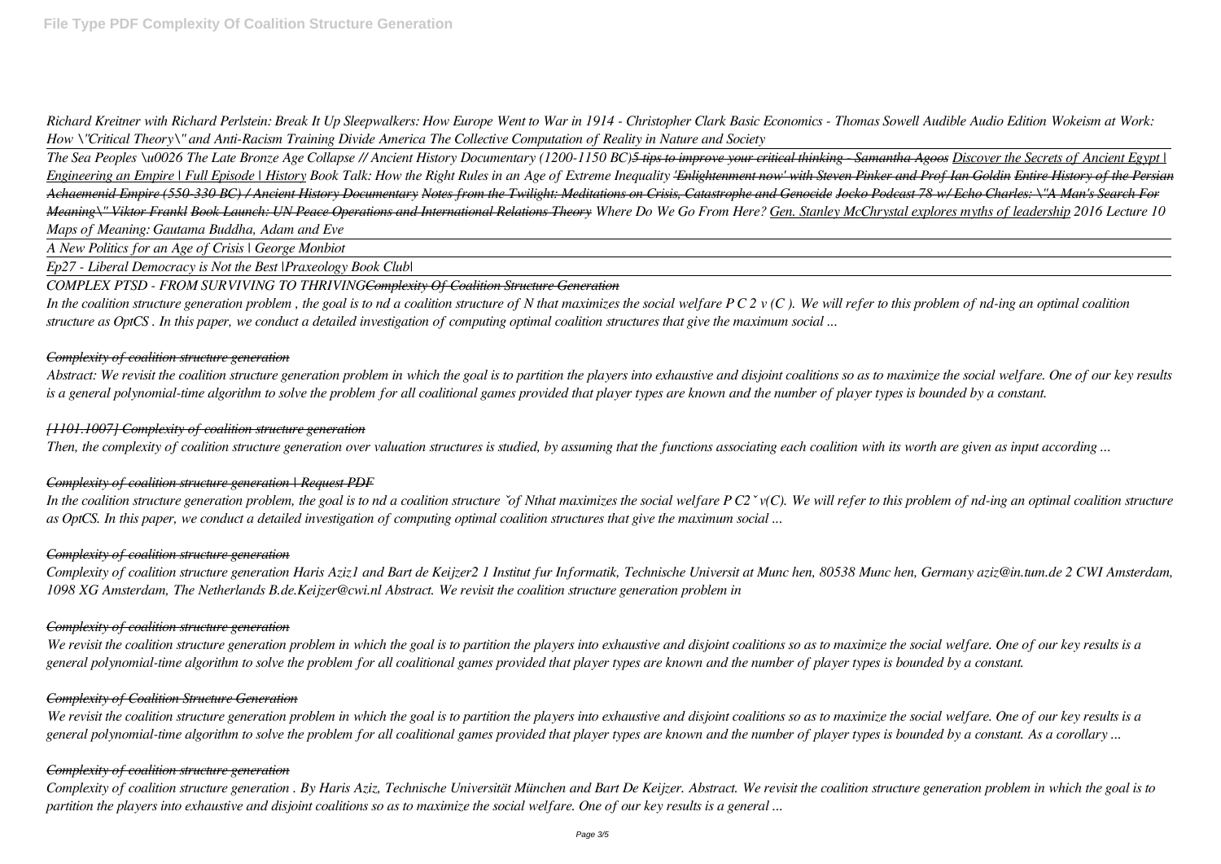*Richard Kreitner with Richard Perlstein: Break It Up Sleepwalkers: How Europe Went to War in 1914 - Christopher Clark Basic Economics - Thomas Sowell Audible Audio Edition Wokeism at Work: How \"Critical Theory\" and Anti-Racism Training Divide America The Collective Computation of Reality in Nature and Society*

*The Sea Peoples \u0026 The Late Bronze Age Collapse // Ancient History Documentary (1200-1150 BC)~~5 tips to improve your critical thinking - Samantha Agoos~~ Discover the Secrets of Ancient Egypt | Engineering an Empire | Full Episode | History Book Talk: How the Right Rules in an Age of Extreme Inequality ~~'Enlightenment now' with Steven Pinker and Prof Ian Goldin~~ ~~Entire History of the Persian Achaemenid Empire (550-330 BC) / Ancient History Documentary~~ ~~Notes from the Twilight: Meditations on Crisis, Catastrophe and Genocide~~ ~~Jocko Podcast 78 w/ Echo Charles: \"A Man's Search For Meaning\" Viktor Frankl~~ ~~Book Launch: UN Peace Operations and International Relations Theory~~ Where Do We Go From Here? Gen. Stanley McChrystal explores myths of leadership 2016 Lecture 10 Maps of Meaning: Gautama Buddha, Adam and Eve*

*A New Politics for an Age of Crisis | George Monbiot*

*Ep27 - Liberal Democracy is Not the Best |Praxeology Book Club|*

*COMPLEX PTSD - FROM SURVIVING TO THRIVING~~Complexity Of Coalition Structure Generation~~*

*In the coalition structure generation problem , the goal is to nd a coalition structure of N that maximizes the social welfare P C 2 v (C ). We will refer to this problem of nd-ing an optimal coalition structure as OptCS . In this paper, we conduct a detailed investigation of computing optimal coalition structures that give the maximum social ...*

*Complexity of coalition structure generation*

*Abstract: We revisit the coalition structure generation problem in which the goal is to partition the players into exhaustive and disjoint coalitions so as to maximize the social welfare. One of our key results is a general polynomial-time algorithm to solve the problem for all coalitional games provided that player types are known and the number of player types is bounded by a constant.*

*~~[1101.1007] Complexity of coalition structure generation~~*

*Then, the complexity of coalition structure generation over valuation structures is studied, by assuming that the functions associating each coalition with its worth are given as input according ...*

*~~Complexity of coalition structure generation | Request PDF~~*

*In the coalition structure generation problem, the goal is to nd a coalition structure ˇof Nthat maximizes the social welfare P C2ˇ v(C). We will refer to this problem of nd-ing an optimal coalition structure as OptCS. In this paper, we conduct a detailed investigation of computing optimal coalition structures that give the maximum social ...*

*Complexity of coalition structure generation*

*Complexity of coalition structure generation Haris Aziz1 and Bart de Keijzer2 1 Institut fur Informatik, Technische Universit at Munc hen, 80538 Munc hen, Germany aziz@in.tum.de 2 CWI Amsterdam, 1098 XG Amsterdam, The Netherlands B.de.Keijzer@cwi.nl Abstract. We revisit the coalition structure generation problem in*

*Complexity of coalition structure generation*

*We revisit the coalition structure generation problem in which the goal is to partition the players into exhaustive and disjoint coalitions so as to maximize the social welfare. One of our key results is a general polynomial-time algorithm to solve the problem for all coalitional games provided that player types are known and the number of player types is bounded by a constant.*

*Complexity of Coalition Structure Generation*

*We revisit the coalition structure generation problem in which the goal is to partition the players into exhaustive and disjoint coalitions so as to maximize the social welfare. One of our key results is a general polynomial-time algorithm to solve the problem for all coalitional games provided that player types are known and the number of player types is bounded by a constant. As a corollary ...*

*Complexity of coalition structure generation*

*Complexity of coalition structure generation . By Haris Aziz, Technische Universität München and Bart De Keijzer. Abstract. We revisit the coalition structure generation problem in which the goal is to partition the players into exhaustive and disjoint coalitions so as to maximize the social welfare. One of our key results is a general ...*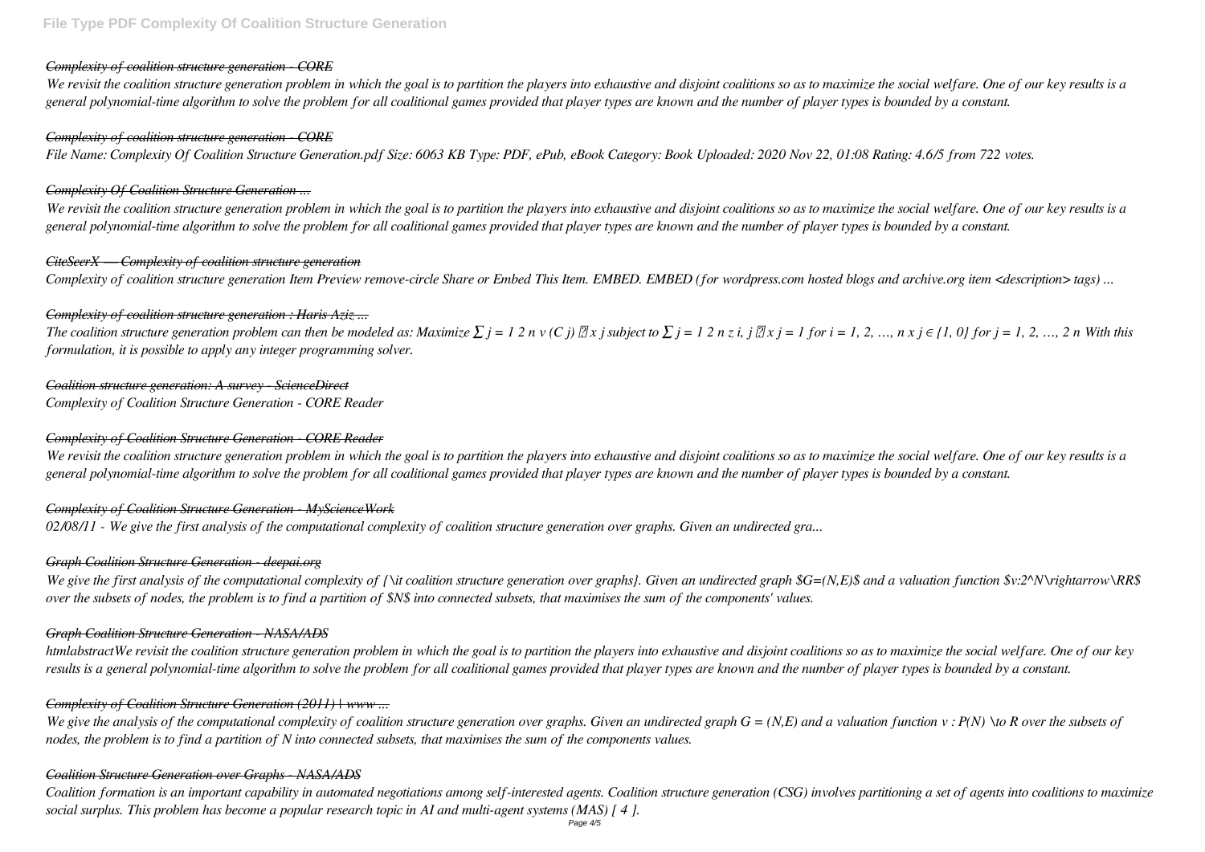### *Complexity of coalition structure generation - CORE*

*We revisit the coalition structure generation problem in which the goal is to partition the players into exhaustive and disjoint coalitions so as to maximize the social welfare. One of our key results is a general polynomial-time algorithm to solve the problem for all coalitional games provided that player types are known and the number of player types is bounded by a constant.*

### *Complexity of coalition structure generation - CORE*

*File Name: Complexity Of Coalition Structure Generation.pdf Size: 6063 KB Type: PDF, ePub, eBook Category: Book Uploaded: 2020 Nov 22, 01:08 Rating: 4.6/5 from 722 votes.*

### *Complexity Of Coalition Structure Generation ...*

*We revisit the coalition structure generation problem in which the goal is to partition the players into exhaustive and disjoint coalitions so as to maximize the social welfare. One of our key results is a general polynomial-time algorithm to solve the problem for all coalitional games provided that player types are known and the number of player types is bounded by a constant.*

### *CiteSeerX — Complexity of coalition structure generation*

*Complexity of coalition structure generation Item Preview remove-circle Share or Embed This Item. EMBED. EMBED (for wordpress.com hosted blogs and archive.org item <description> tags) ...*

### *Complexity of coalition structure generation : Haris Aziz ...*

*The coalition structure generation problem can then be modeled as: Maximize ∑ j = 1 2 n v (C j) ⋅ x j subject to ∑ j = 1 2 n z i, j ⋅ x j = 1 for i = 1, 2, …, n x j ∈ {1, 0} for j = 1, 2, …, 2 n With this formulation, it is possible to apply any integer programming solver.*

### *Coalition structure generation: A survey - ScienceDirect*

*Complexity of Coalition Structure Generation - CORE Reader*

### *Complexity of Coalition Structure Generation - CORE Reader*

*We revisit the coalition structure generation problem in which the goal is to partition the players into exhaustive and disjoint coalitions so as to maximize the social welfare. One of our key results is a general polynomial-time algorithm to solve the problem for all coalitional games provided that player types are known and the number of player types is bounded by a constant.*

### *Complexity of Coalition Structure Generation - MyScienceWork*

*02/08/11 - We give the first analysis of the computational complexity of coalition structure generation over graphs. Given an undirected gra...*

### *Graph Coalition Structure Generation - deepai.org*

*We give the first analysis of the computational complexity of {\it coalition structure generation over graphs}. Given an undirected graph $G=(N,E)$ and a valuation function $v:2^N\rightarrow\RR$ over the subsets of nodes, the problem is to find a partition of $N$ into connected subsets, that maximises the sum of the components' values.*

### *Graph Coalition Structure Generation - NASA/ADS*

*htmlabstractWe revisit the coalition structure generation problem in which the goal is to partition the players into exhaustive and disjoint coalitions so as to maximize the social welfare. One of our key results is a general polynomial-time algorithm to solve the problem for all coalitional games provided that player types are known and the number of player types is bounded by a constant.*

### *Complexity of Coalition Structure Generation (2011) | www ...*

*We give the analysis of the computational complexity of coalition structure generation over graphs. Given an undirected graph G = (N,E) and a valuation function v : P(N) \to R over the subsets of nodes, the problem is to find a partition of N into connected subsets, that maximises the sum of the components values.*

### *Coalition Structure Generation over Graphs - NASA/ADS*

*Coalition formation is an important capability in automated negotiations among self-interested agents. Coalition structure generation (CSG) involves partitioning a set of agents into coalitions to maximize social surplus. This problem has become a popular research topic in AI and multi-agent systems (MAS) [ 4 ].*